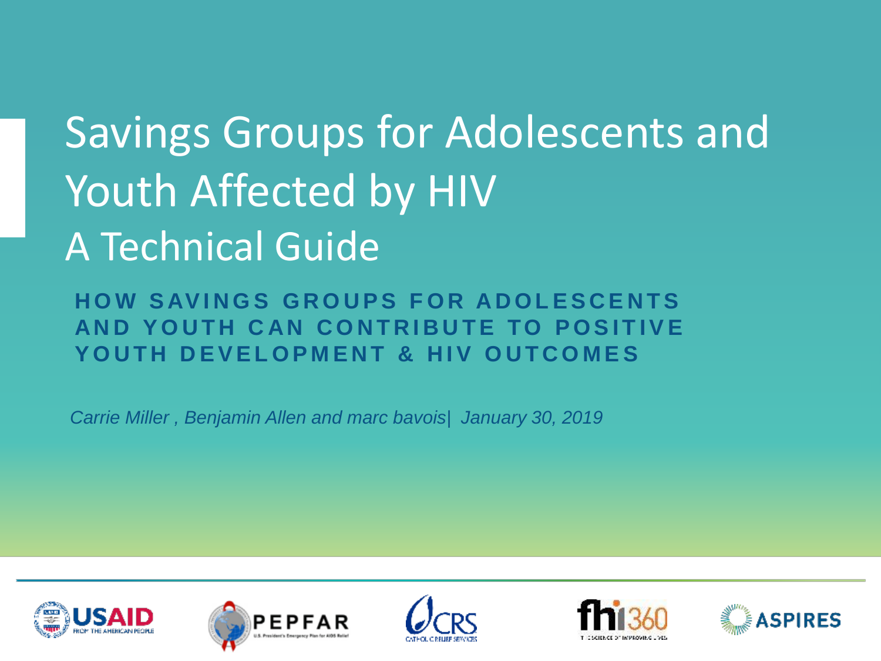# Savings Groups for Adolescents and Youth Affected by HIV
# A Technical Guide

## HOW SAVINGS GROUPS FOR ADOLESCENTS AND YOUTH CAN CONTRIBUTE TO POSITIVE YOUTH DEVELOPMENT & HIV OUTCOMES

*Carrie Miller , Benjamin Allen and marc bavois| January 30, 2019*

USAID FROM THE AMERICAN PEOPLE | PEPFAR U.S. President's Emergency Plan for AIDS Relief | CRS CATHOLIC RELIEF SERVICES | fhi360 THE SCIENCE OF IMPROVING LIVES | ASPIRES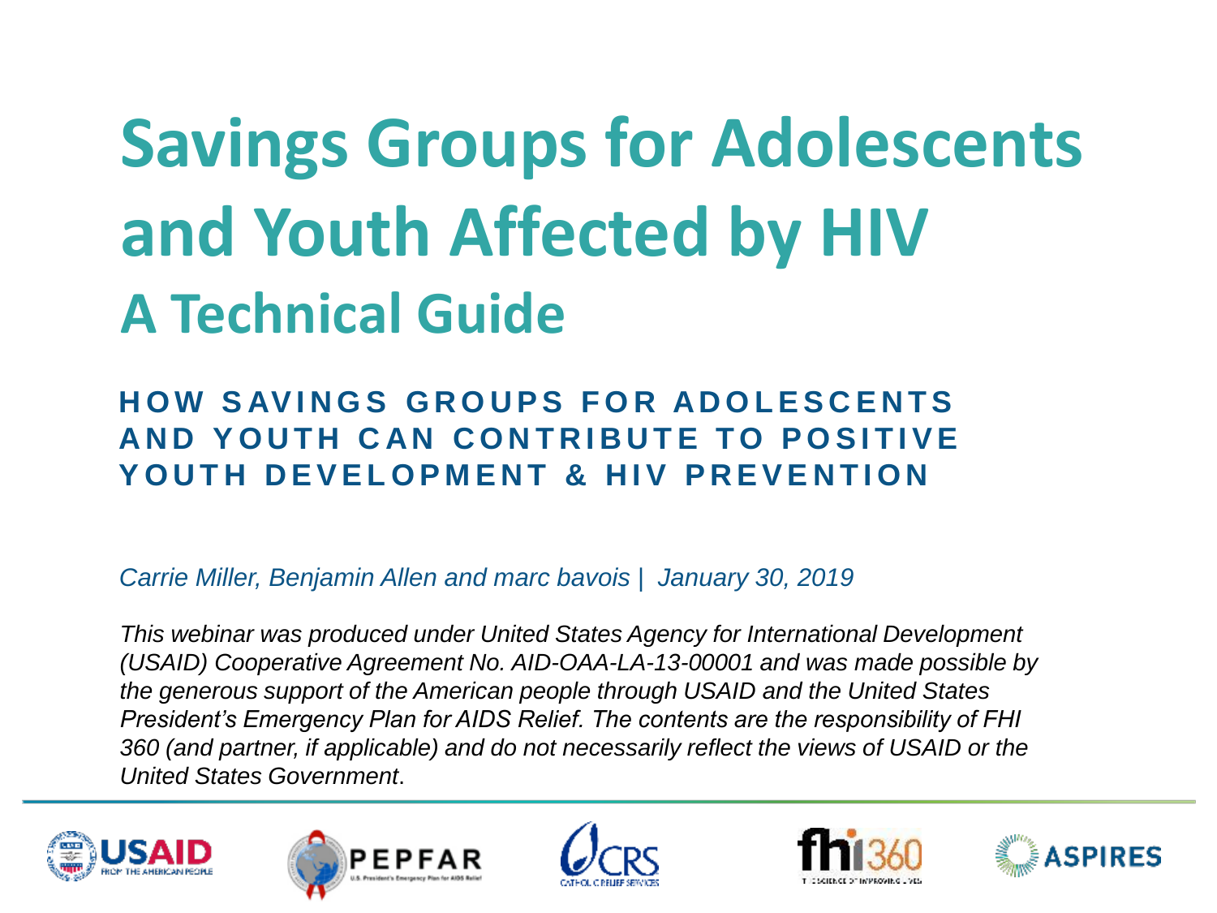# Savings Groups for Adolescents and Youth Affected by HIV

## A Technical Guide

### HOW SAVINGS GROUPS FOR ADOLESCENTS AND YOUTH CAN CONTRIBUTE TO POSITIVE YOUTH DEVELOPMENT & HIV PREVENTION

*Carrie Miller, Benjamin Allen and marc bavois | January 30, 2019*

*This webinar was produced under United States Agency for International Development (USAID) Cooperative Agreement No. AID-OAA-LA-13-00001 and was made possible by the generous support of the American people through USAID and the United States President's Emergency Plan for AIDS Relief. The contents are the responsibility of FHI 360 (and partner, if applicable) and do not necessarily reflect the views of USAID or the United States Government*.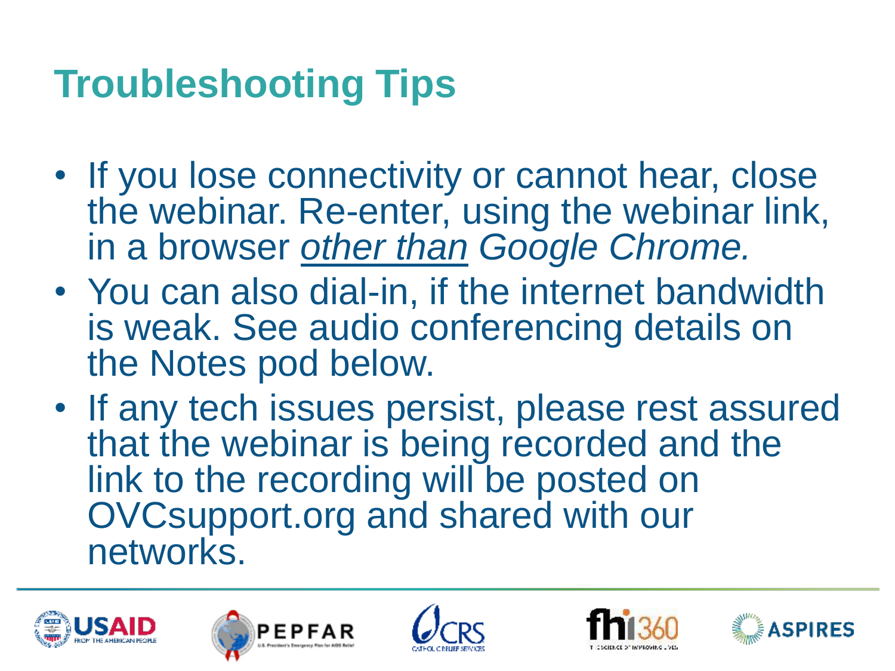# Troubleshooting Tips

- If you lose connectivity or cannot hear, close the webinar. Re-enter, using the webinar link, in a browser <u>*other than*</u> *Google Chrome.*
- You can also dial-in, if the internet bandwidth is weak. See audio conferencing details on the Notes pod below.
- If any tech issues persist, please rest assured that the webinar is being recorded and the link to the recording will be posted on OVCsupport.org and shared with our networks.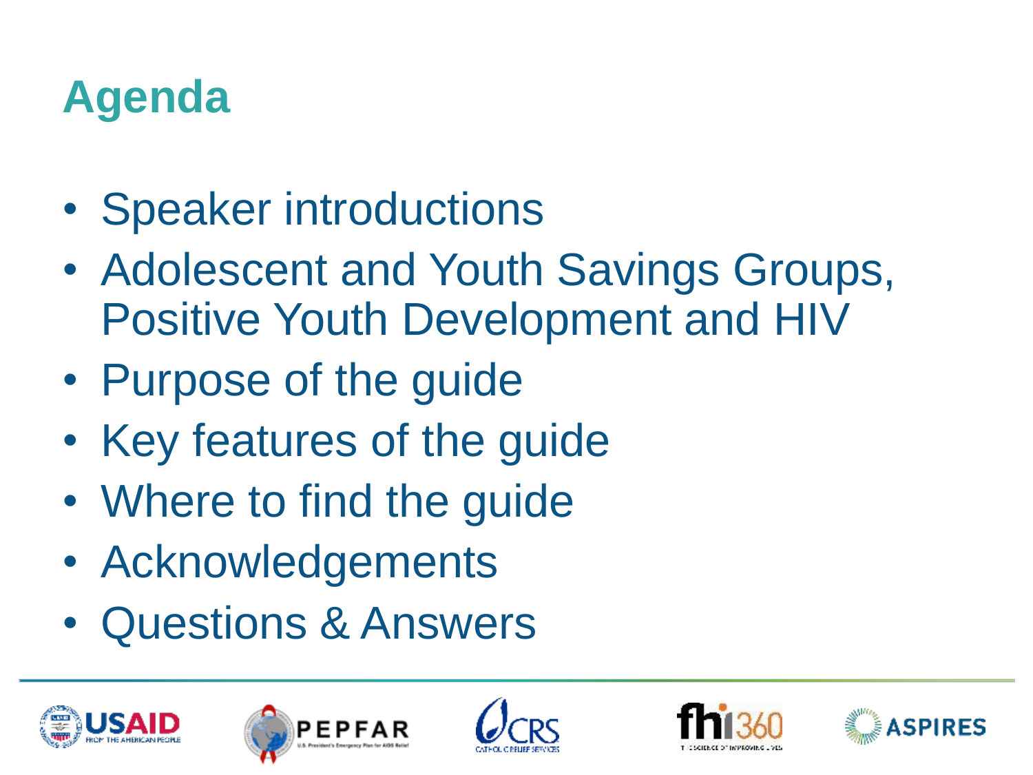# Agenda

- Speaker introductions
- Adolescent and Youth Savings Groups, Positive Youth Development and HIV
- Purpose of the guide
- Key features of the guide
- Where to find the guide
- Acknowledgements
- Questions & Answers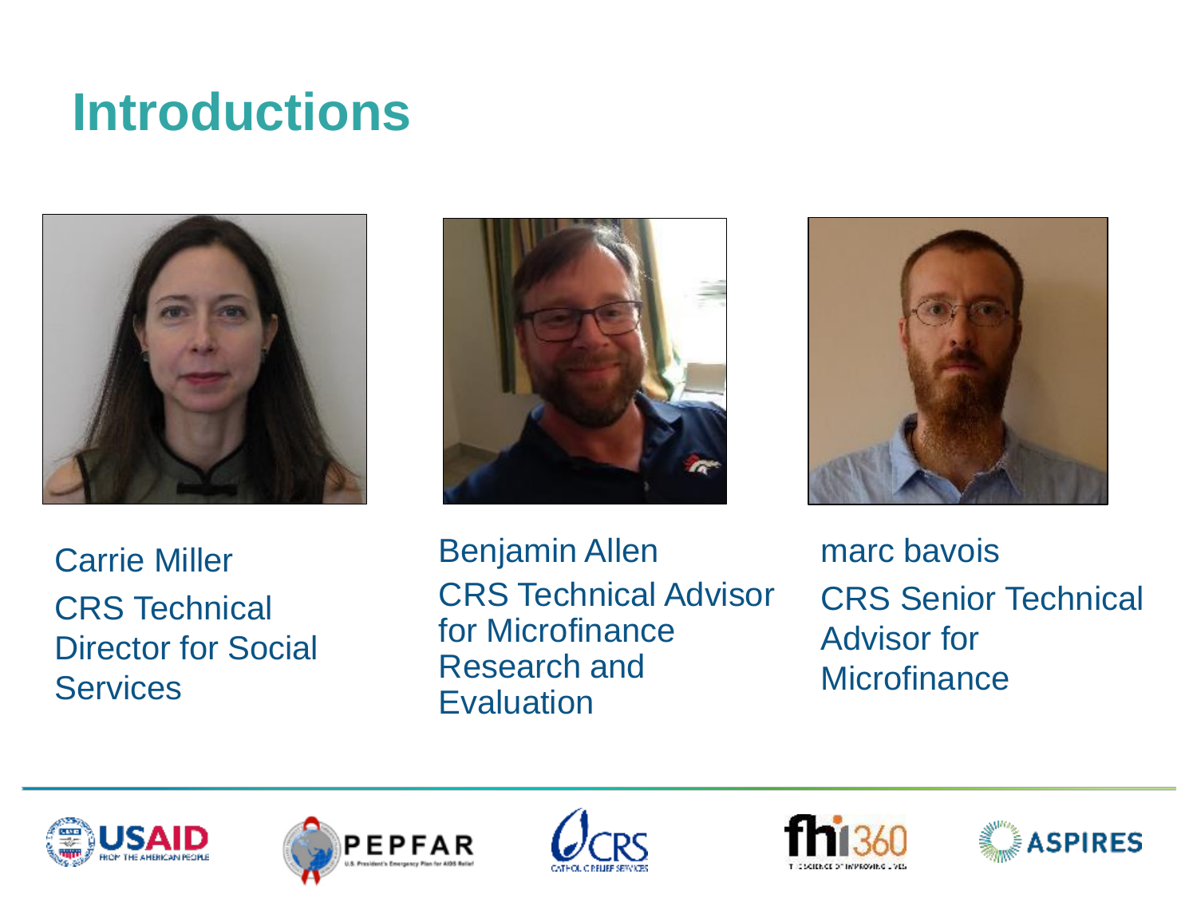# Introductions

Carrie Miller
CRS Technical Director for Social Services

Benjamin Allen
CRS Technical Advisor for Microfinance Research and Evaluation

marc bavois
CRS Senior Technical Advisor for Microfinance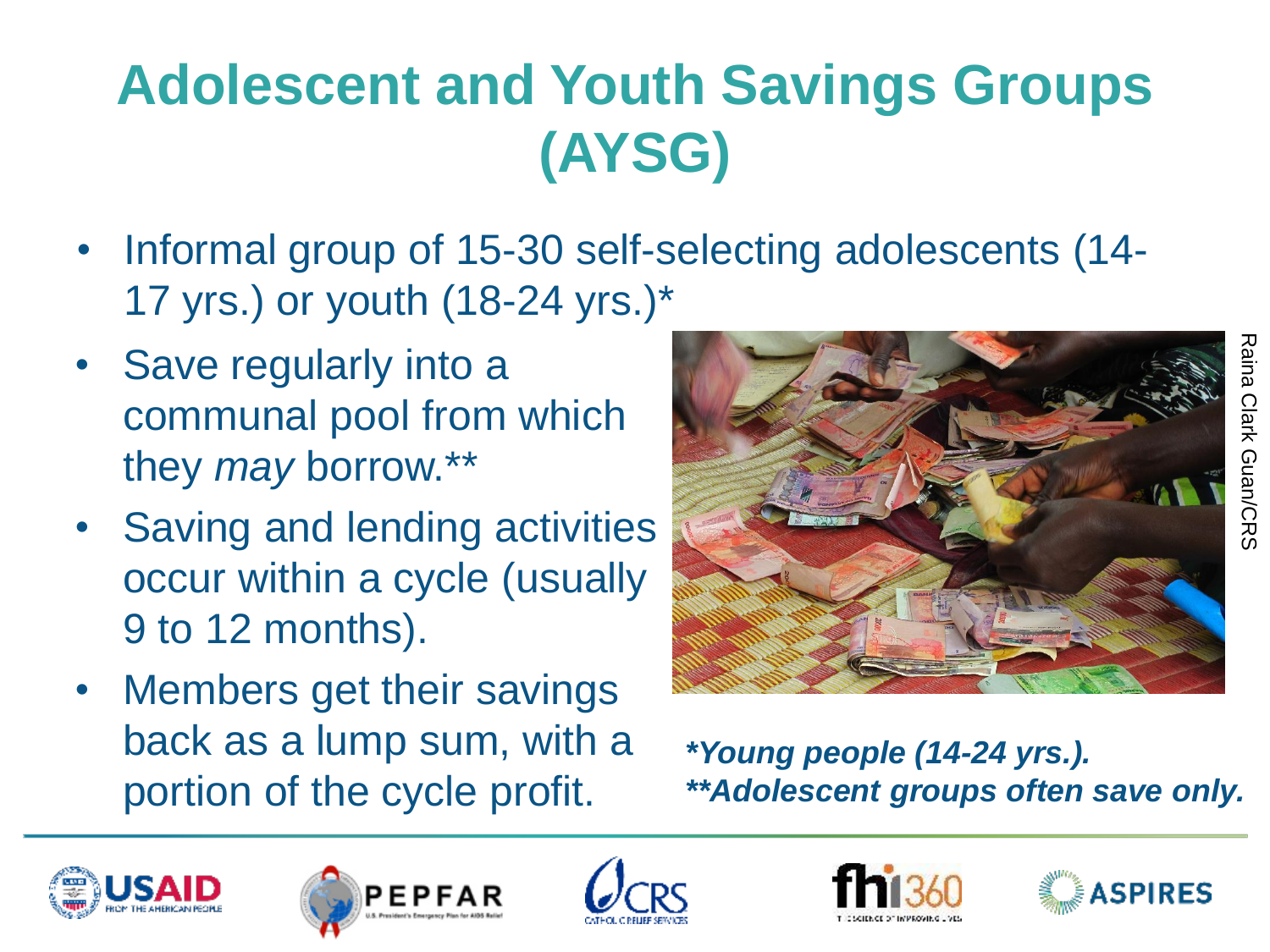# Adolescent and Youth Savings Groups (AYSG)

- Informal group of 15-30 self-selecting adolescents (14-17 yrs.) or youth (18-24 yrs.)*
- Save regularly into a communal pool from which they *may* borrow.**
- Saving and lending activities occur within a cycle (usually 9 to 12 months).
- Members get their savings back as a lump sum, with a portion of the cycle profit.

Raina Clark Guan/CRS

***Young people (14-24 yrs.).***
*****Adolescent groups often save only.***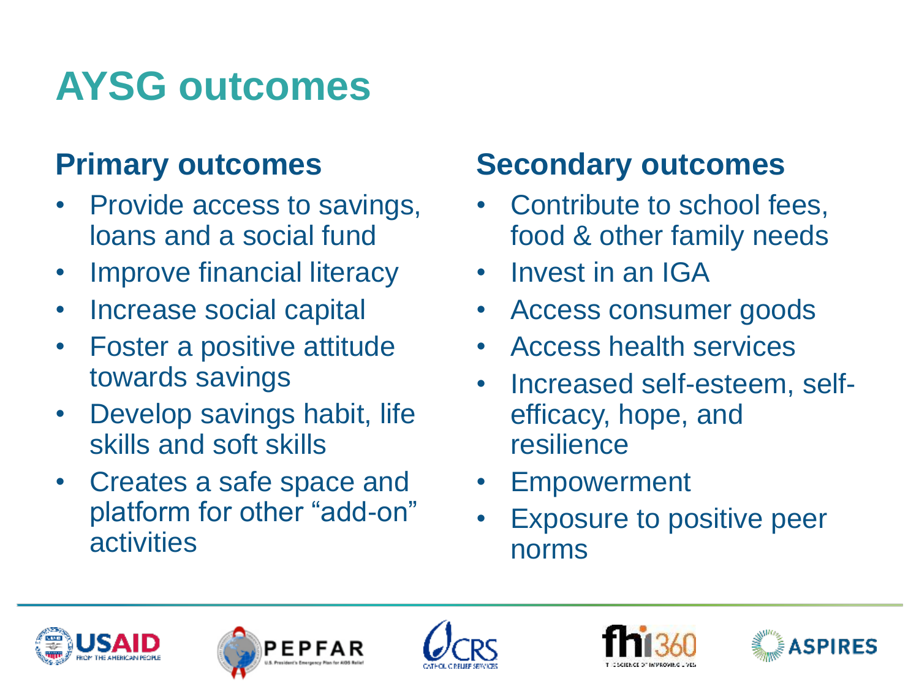# AYSG outcomes

## Primary outcomes

- Provide access to savings, loans and a social fund
- Improve financial literacy
- Increase social capital
- Foster a positive attitude towards savings
- Develop savings habit, life skills and soft skills
- Creates a safe space and platform for other "add-on" activities

## Secondary outcomes

- Contribute to school fees, food & other family needs
- Invest in an IGA
- Access consumer goods
- Access health services
- Increased self-esteem, self-efficacy, hope, and resilience
- Empowerment
- Exposure to positive peer norms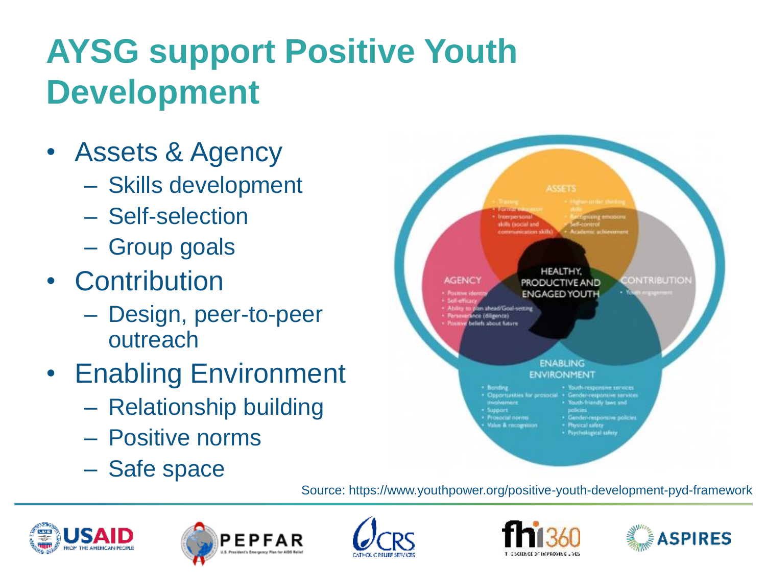# AYSG support Positive Youth Development

- Assets & Agency
  - Skills development
  - Self-selection
  - Group goals
- Contribution
  - Design, peer-to-peer outreach
- Enabling Environment
  - Relationship building
  - Positive norms
  - Safe space

Source: https://www.youthpower.org/positive-youth-development-pyd-framework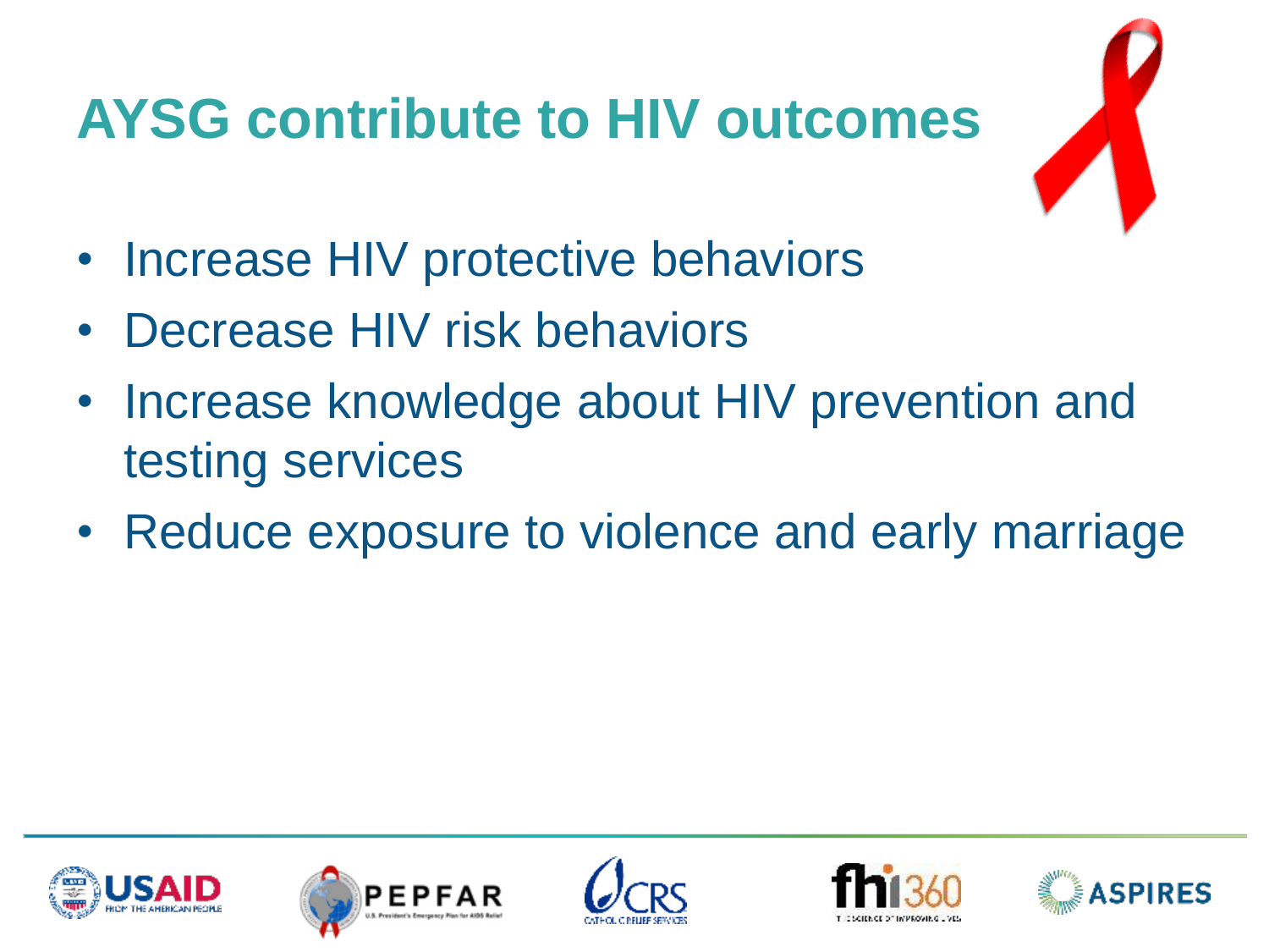# AYSG contribute to HIV outcomes

- Increase HIV protective behaviors
- Decrease HIV risk behaviors
- Increase knowledge about HIV prevention and testing services
- Reduce exposure to violence and early marriage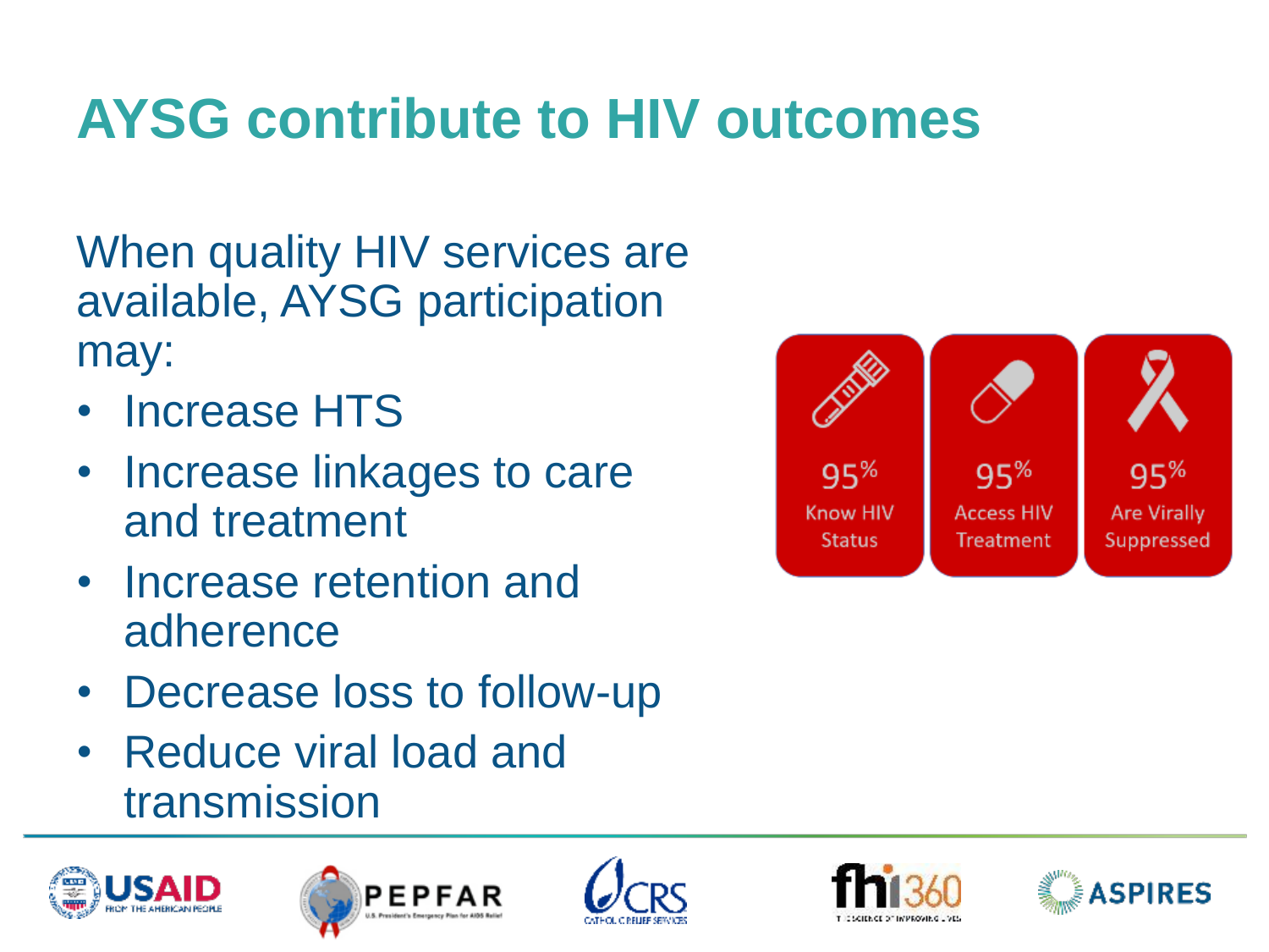# AYSG contribute to HIV outcomes

When quality HIV services are available, AYSG participation may:

- Increase HTS
- Increase linkages to care and treatment
- Increase retention and adherence
- Decrease loss to follow-up
- Reduce viral load and transmission

| 95% | 95% | 95% |
|---|---|---|
| Know HIV Status | Access HIV Treatment | Are Virally Suppressed |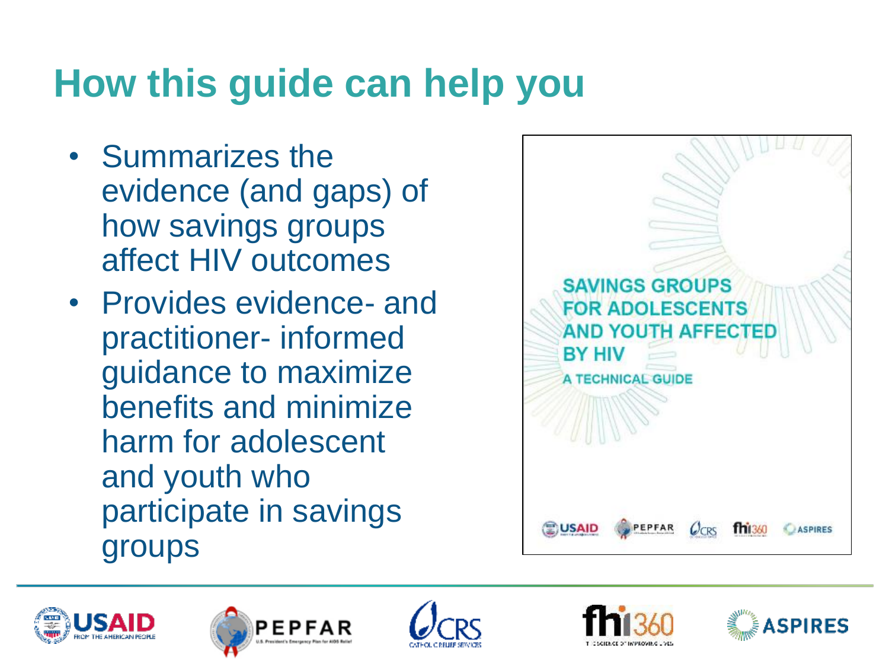# How this guide can help you

- Summarizes the evidence (and gaps) of how savings groups affect HIV outcomes
- Provides evidence- and practitioner- informed guidance to maximize benefits and minimize harm for adolescent and youth who participate in savings groups

SAVINGS GROUPS FOR ADOLESCENTS AND YOUTH AFFECTED BY HIV

A TECHNICAL GUIDE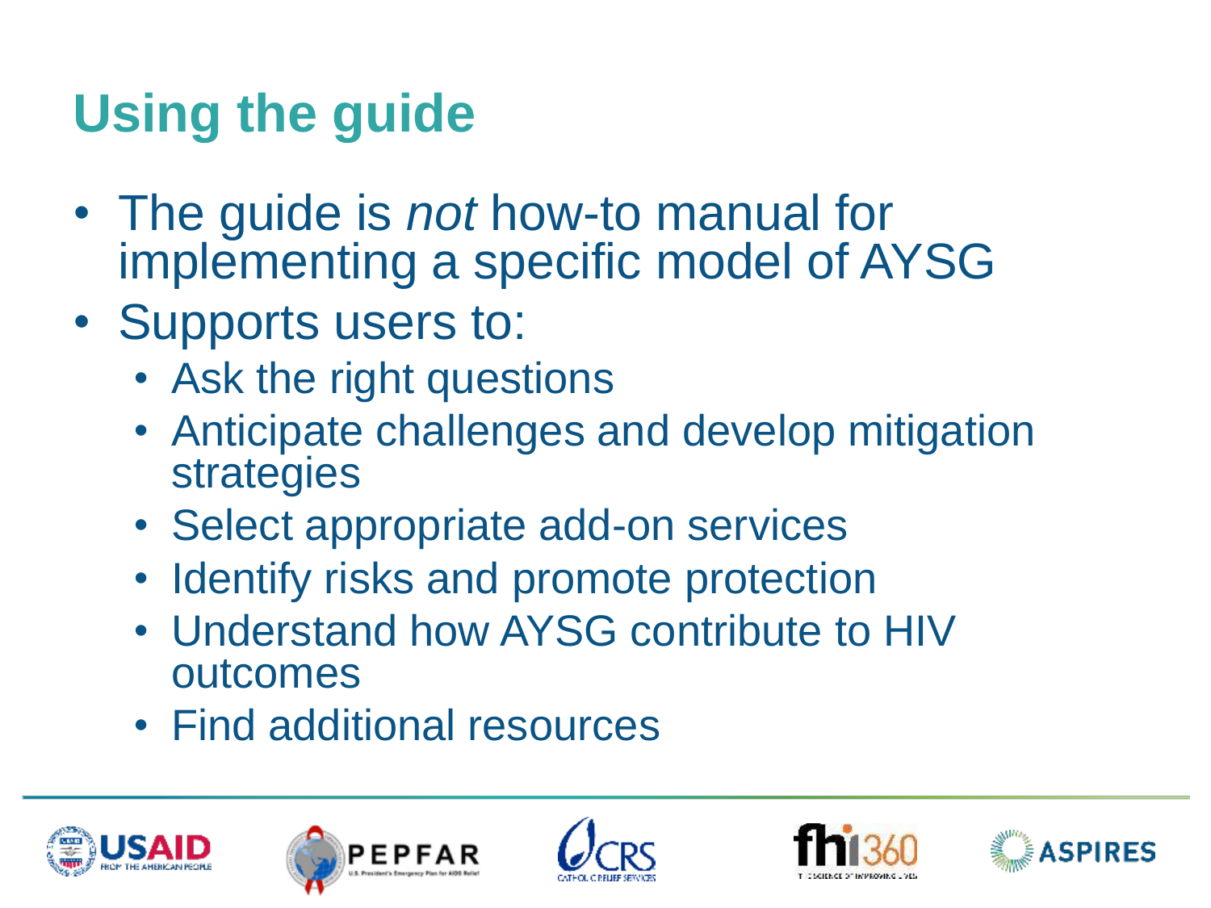# Using the guide

- The guide is *not* how-to manual for implementing a specific model of AYSG
- Supports users to:
  - Ask the right questions
  - Anticipate challenges and develop mitigation strategies
  - Select appropriate add-on services
  - Identify risks and promote protection
  - Understand how AYSG contribute to HIV outcomes
  - Find additional resources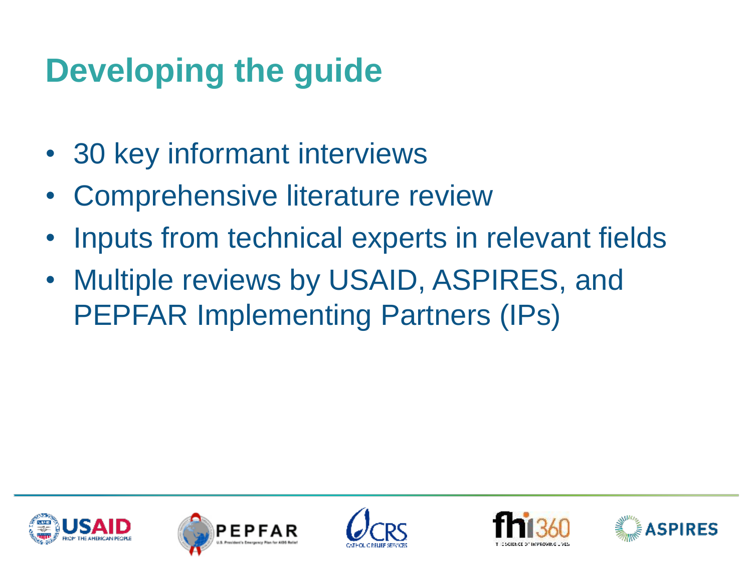# Developing the guide

- 30 key informant interviews
- Comprehensive literature review
- Inputs from technical experts in relevant fields
- Multiple reviews by USAID, ASPIRES, and PEPFAR Implementing Partners (IPs)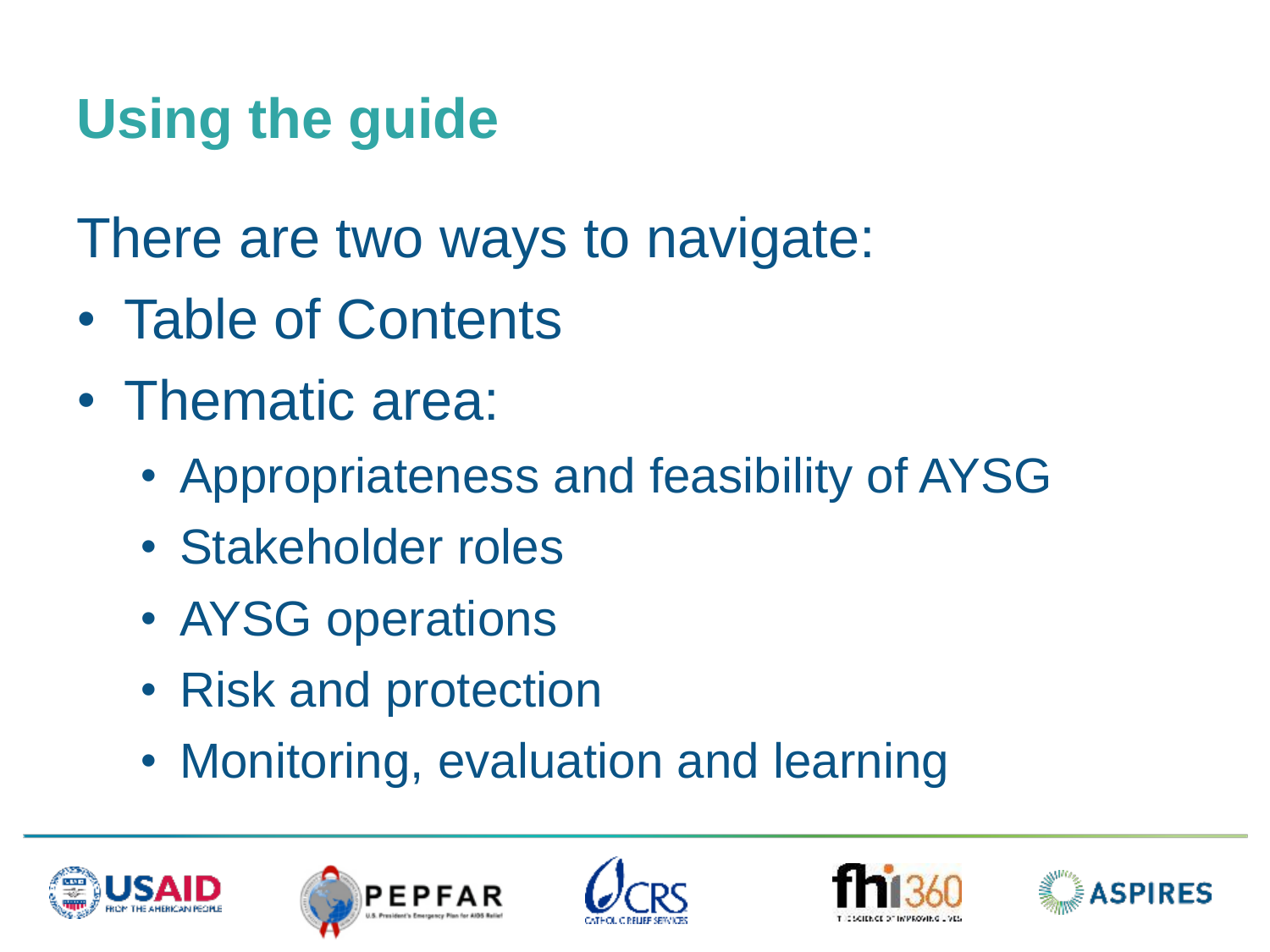# Using the guide

There are two ways to navigate:

- Table of Contents
- Thematic area:
  - Appropriateness and feasibility of AYSG
  - Stakeholder roles
  - AYSG operations
  - Risk and protection
  - Monitoring, evaluation and learning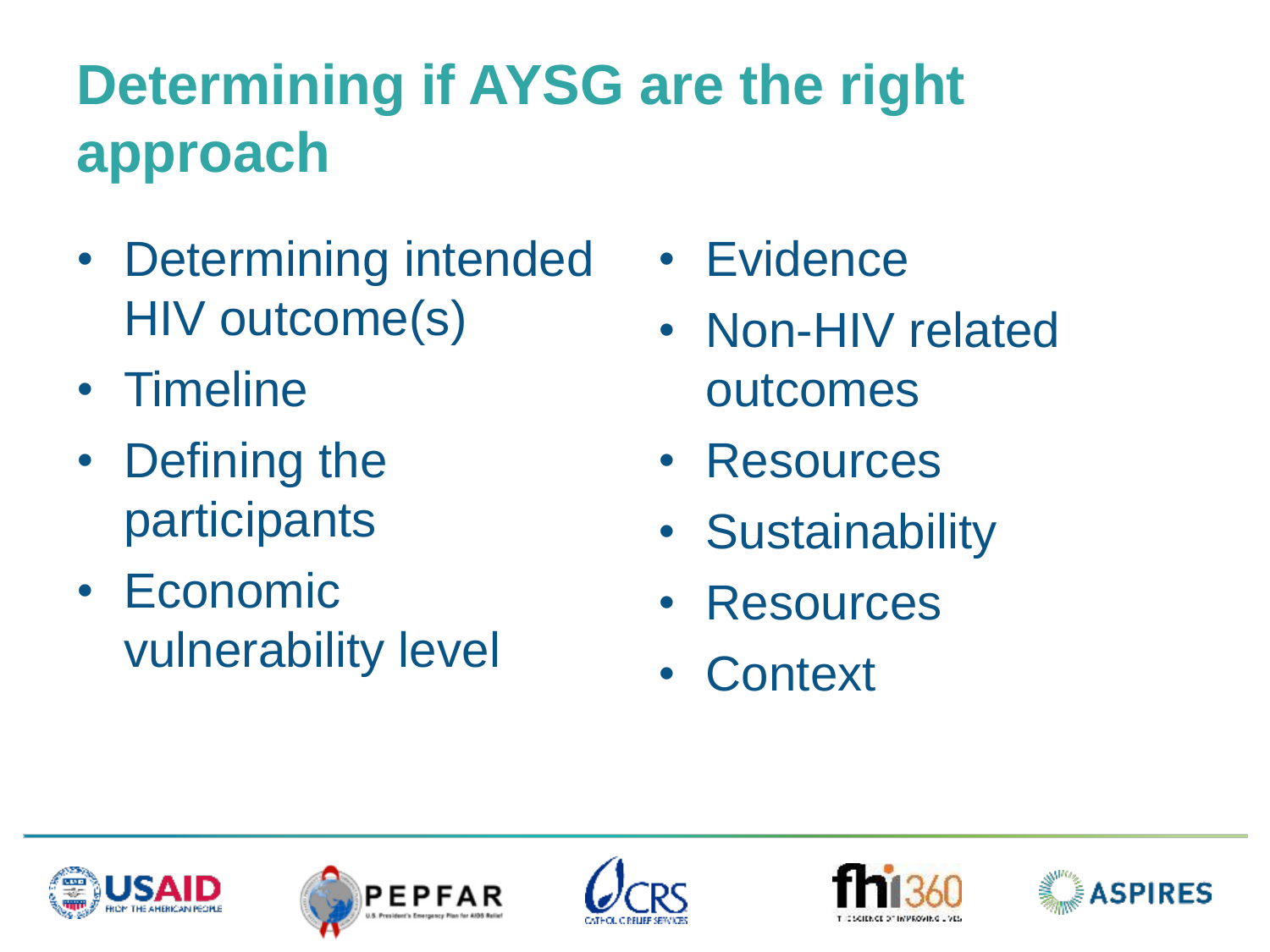# Determining if AYSG are the right approach

- Determining intended HIV outcome(s)
- Timeline
- Defining the participants
- Economic vulnerability level
- Evidence
- Non-HIV related outcomes
- Resources
- Sustainability
- Resources
- Context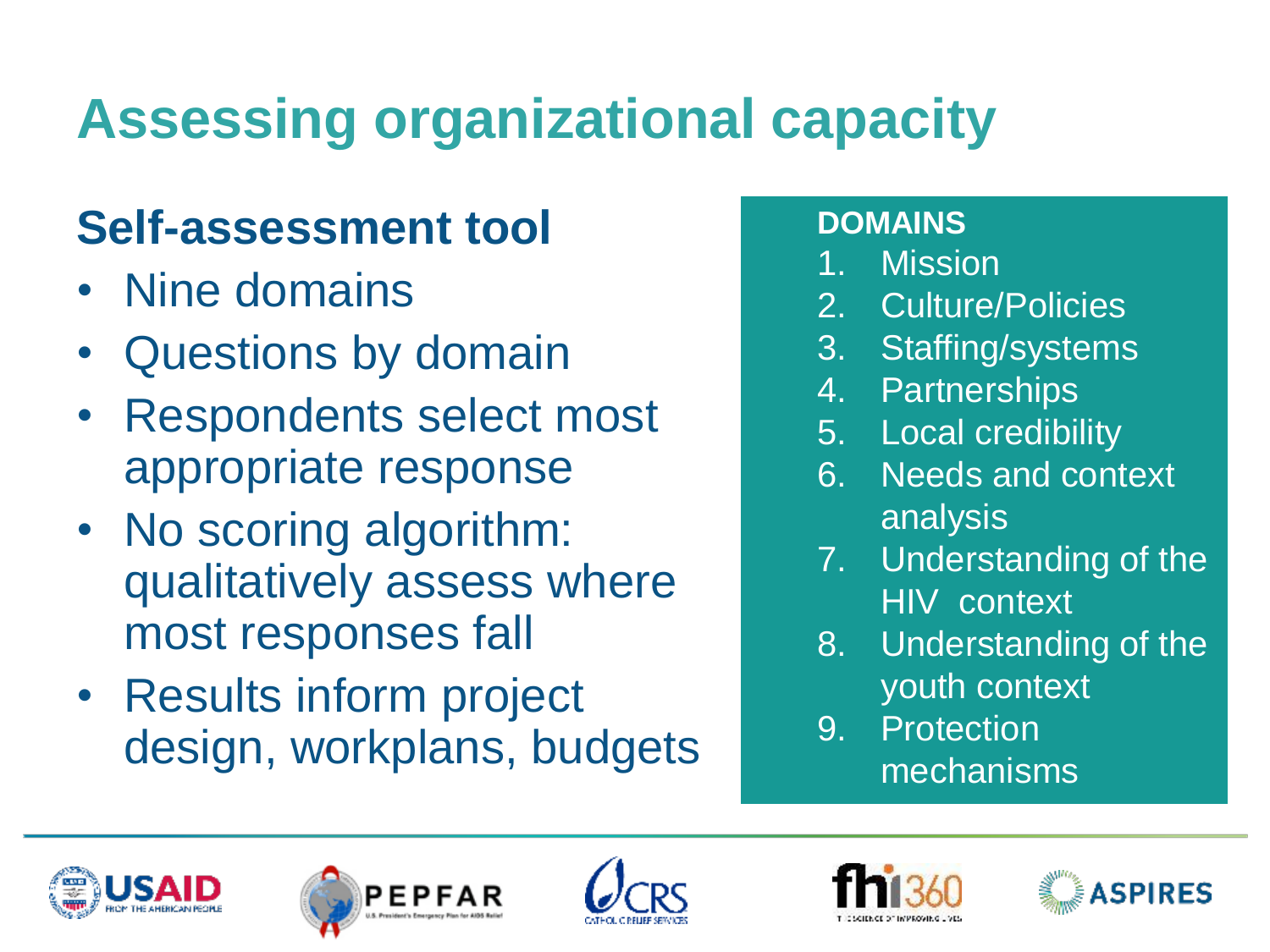# Assessing organizational capacity

## Self-assessment tool

- Nine domains
- Questions by domain
- Respondents select most appropriate response
- No scoring algorithm: qualitatively assess where most responses fall
- Results inform project design, workplans, budgets

**DOMAINS**

1. Mission
2. Culture/Policies
3. Staffing/systems
4. Partnerships
5. Local credibility
6. Needs and context analysis
7. Understanding of the HIV context
8. Understanding of the youth context
9. Protection mechanisms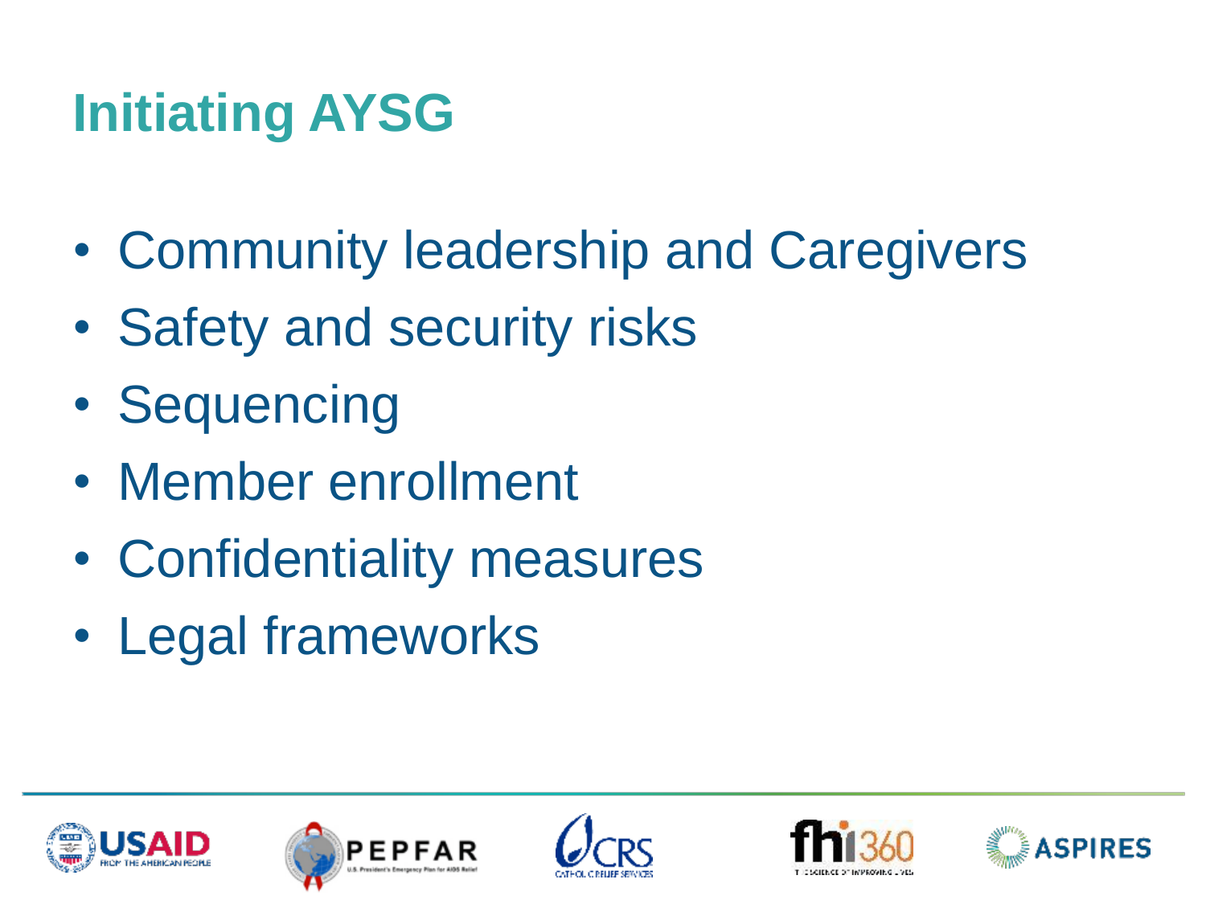# Initiating AYSG

- Community leadership and Caregivers
- Safety and security risks
- Sequencing
- Member enrollment
- Confidentiality measures
- Legal frameworks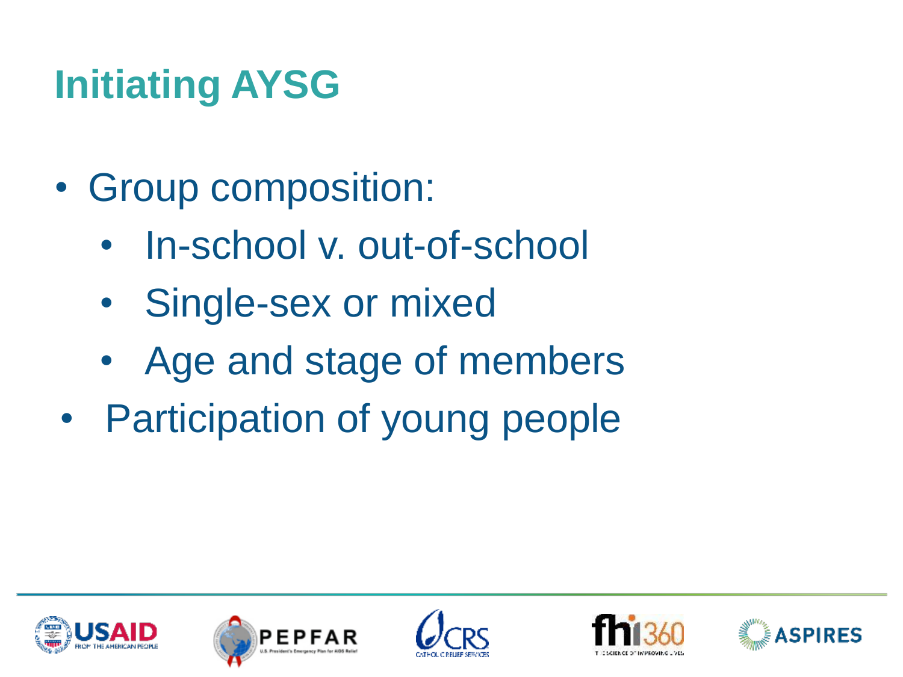# Initiating AYSG

- Group composition:
  - In-school v. out-of-school
  - Single-sex or mixed
  - Age and stage of members
- Participation of young people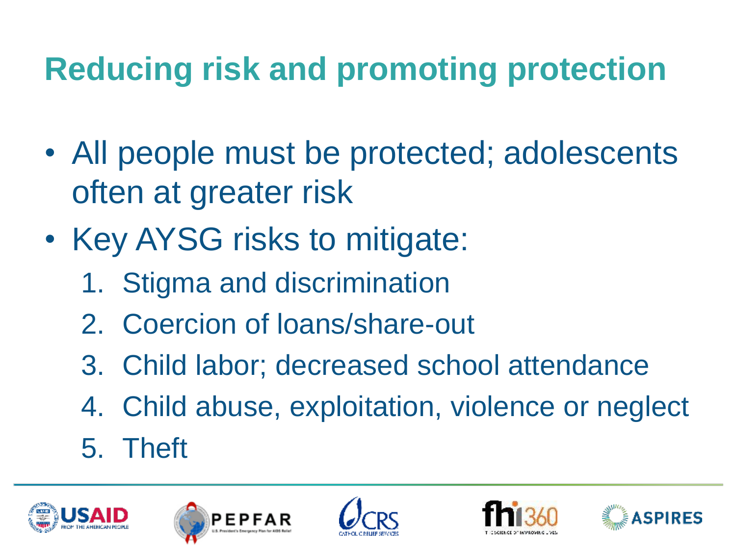# Reducing risk and promoting protection

- All people must be protected; adolescents often at greater risk
- Key AYSG risks to mitigate:
  1. Stigma and discrimination
  2. Coercion of loans/share-out
  3. Child labor; decreased school attendance
  4. Child abuse, exploitation, violence or neglect
  5. Theft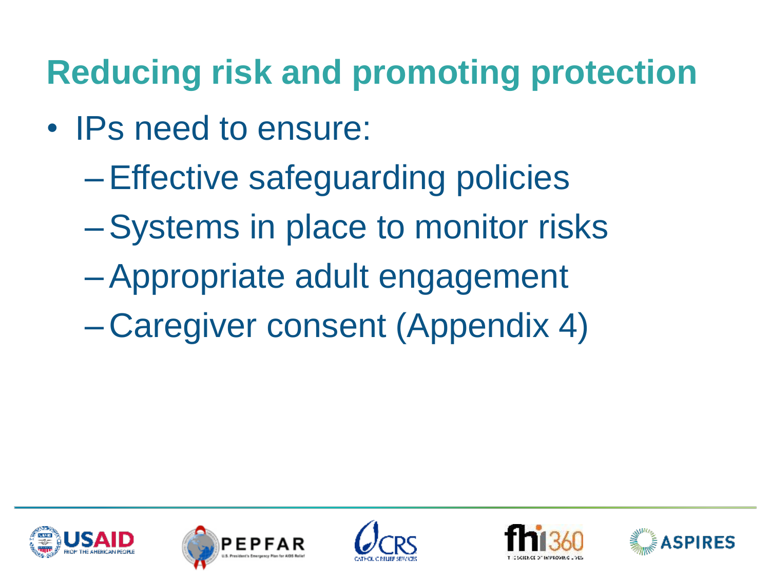# Reducing risk and promoting protection

- IPs need to ensure:
  - Effective safeguarding policies
  - Systems in place to monitor risks
  - Appropriate adult engagement
  - Caregiver consent (Appendix 4)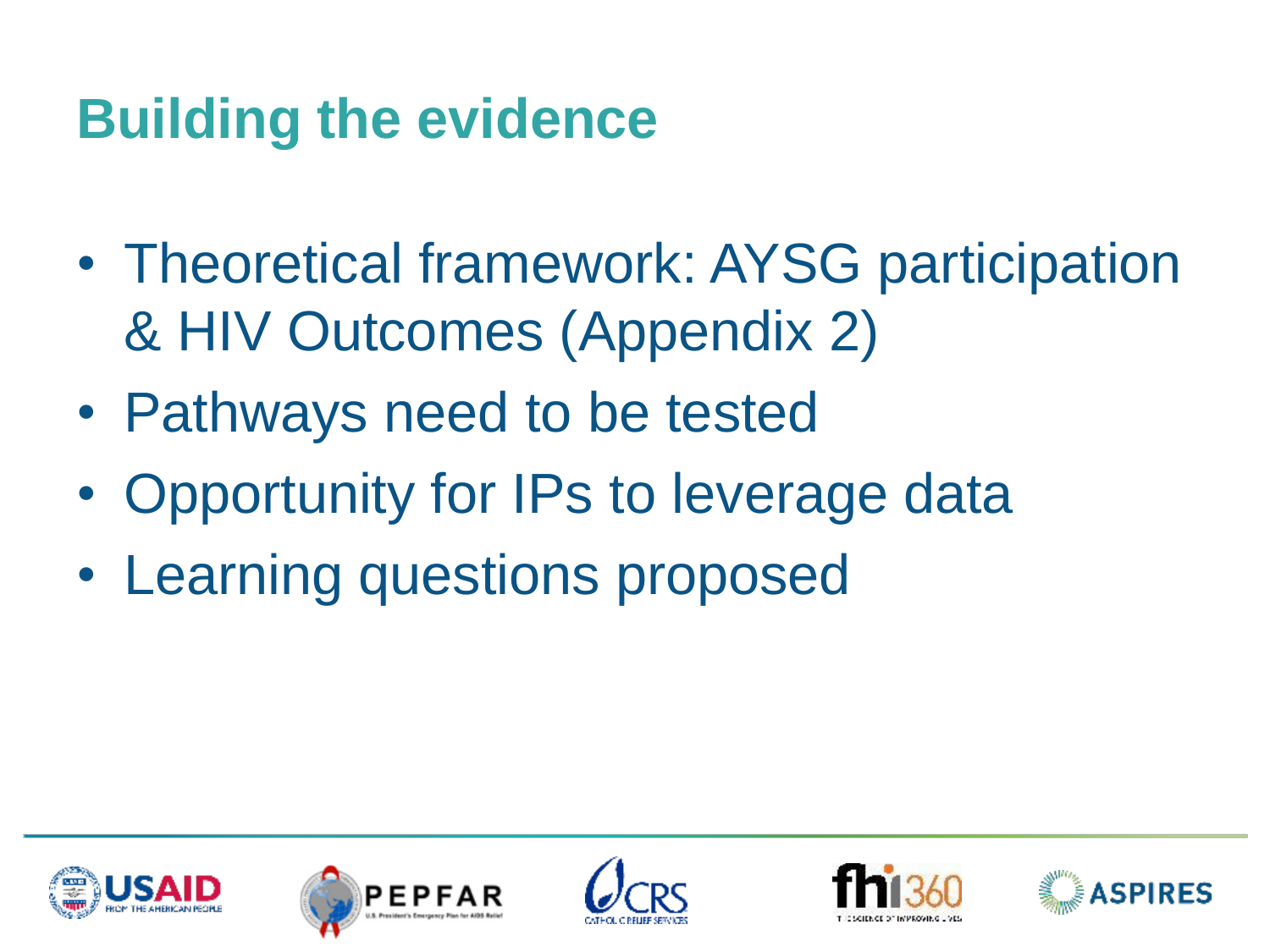# Building the evidence

- Theoretical framework: AYSG participation & HIV Outcomes (Appendix 2)
- Pathways need to be tested
- Opportunity for IPs to leverage data
- Learning questions proposed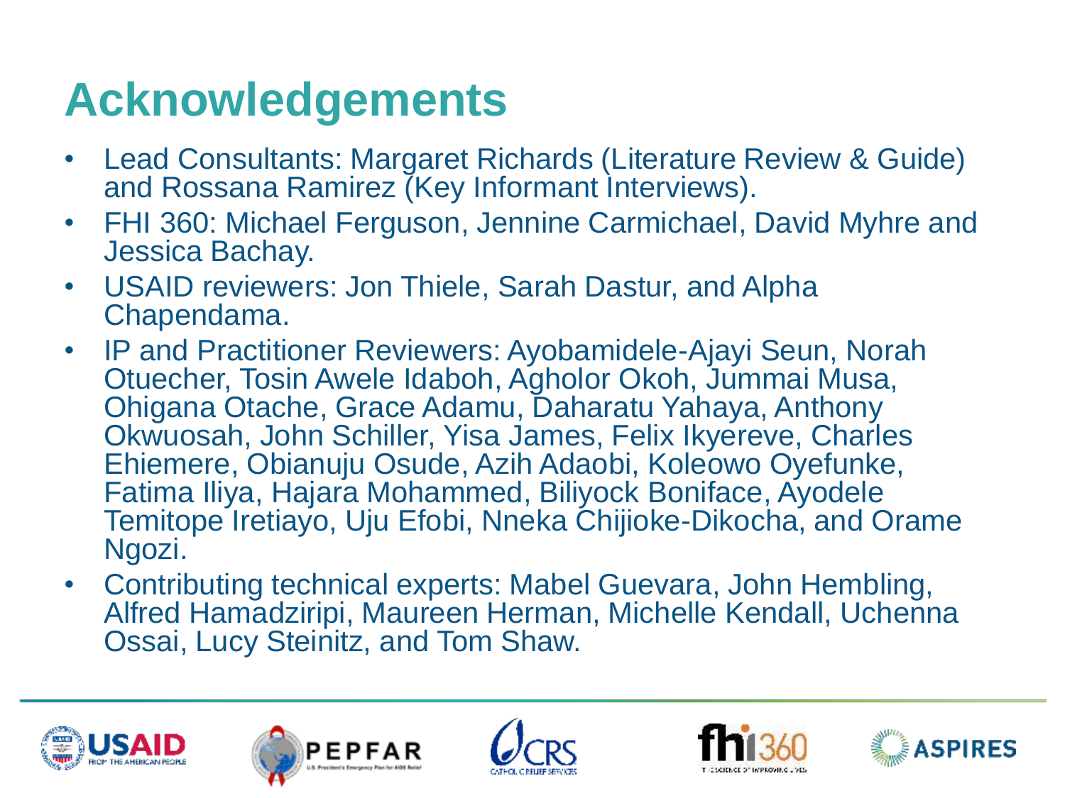# Acknowledgements

- Lead Consultants: Margaret Richards (Literature Review & Guide) and Rossana Ramirez (Key Informant Interviews).
- FHI 360: Michael Ferguson, Jennine Carmichael, David Myhre and Jessica Bachay.
- USAID reviewers: Jon Thiele, Sarah Dastur, and Alpha Chapendama.
- IP and Practitioner Reviewers: Ayobamidele-Ajayi Seun, Norah Otuecher, Tosin Awele Idaboh, Agholor Okoh, Jummai Musa, Ohigana Otache, Grace Adamu, Daharatu Yahaya, Anthony Okwuosah, John Schiller, Yisa James, Felix Ikyereve, Charles Ehiemere, Obianuju Osude, Azih Adaobi, Koleowo Oyefunke, Fatima Iliya, Hajara Mohammed, Biliyock Boniface, Ayodele Temitope Iretiayo, Uju Efobi, Nneka Chijioke-Dikocha, and Orame Ngozi.
- Contributing technical experts: Mabel Guevara, John Hembling, Alfred Hamadziripi, Maureen Herman, Michelle Kendall, Uchenna Ossai, Lucy Steinitz, and Tom Shaw.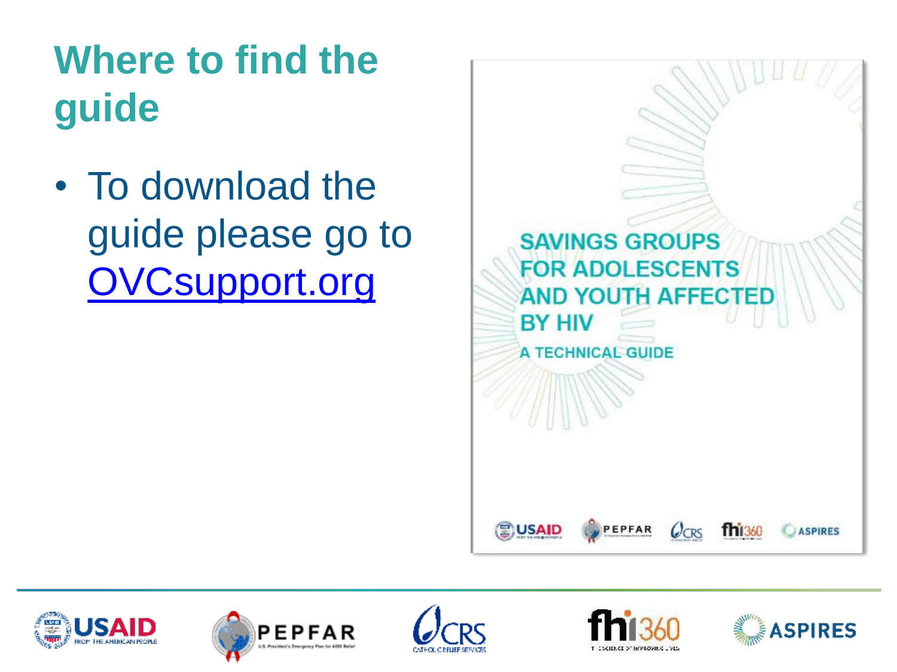# Where to find the guide

- To download the guide please go to [OVCsupport.org](OVCsupport.org)

SAVINGS GROUPS FOR ADOLESCENTS AND YOUTH AFFECTED BY HIV

A TECHNICAL GUIDE